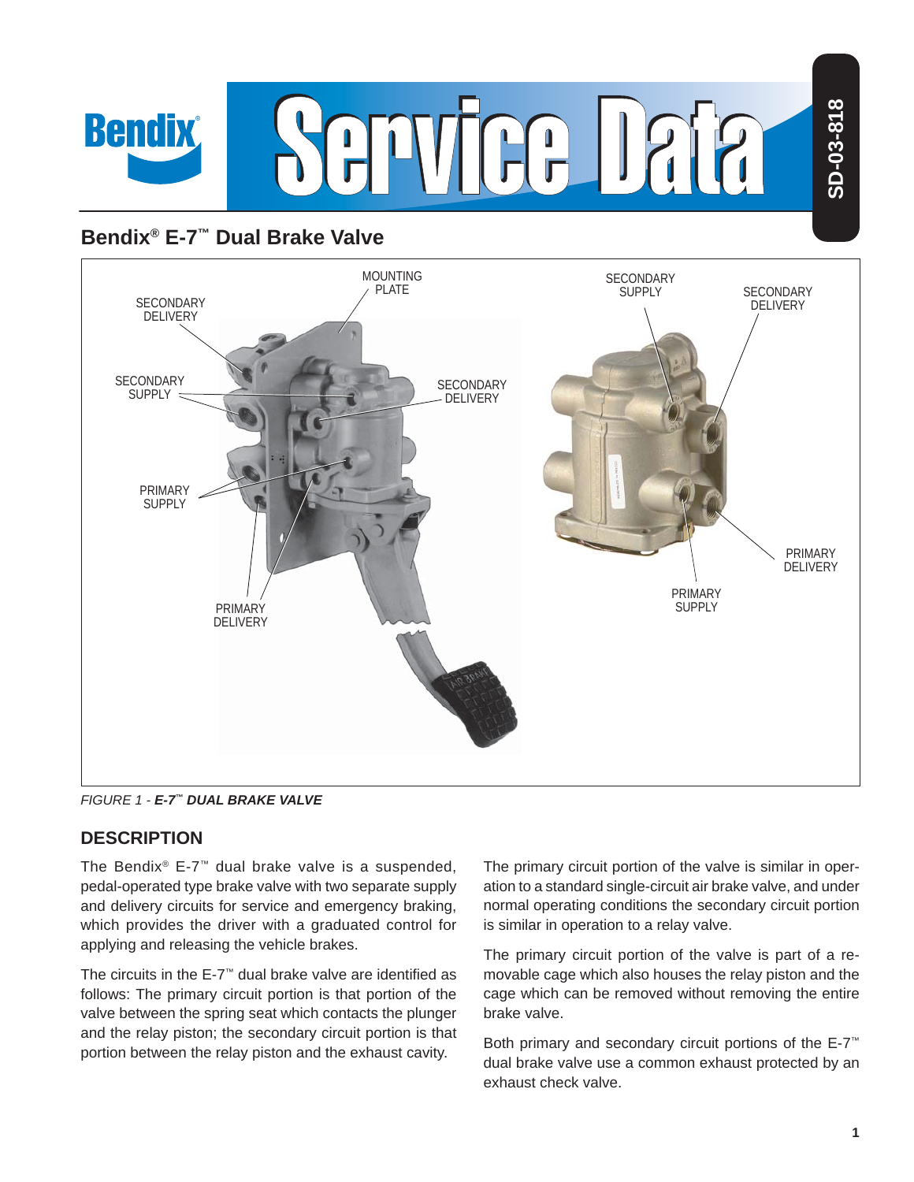# Bendix® E-7™ Dual Brake Valve

FIGURE 1 - ***E-7™ DUAL BRAKE VALVE***

## DESCRIPTION

The Bendix® E-7™ dual brake valve is a suspended, pedal-operated type brake valve with two separate supply and delivery circuits for service and emergency braking, which provides the driver with a graduated control for applying and releasing the vehicle brakes.

The circuits in the E-7™ dual brake valve are identified as follows: The primary circuit portion is that portion of the valve between the spring seat which contacts the plunger and the relay piston; the secondary circuit portion is that portion between the relay piston and the exhaust cavity.

The primary circuit portion of the valve is similar in operation to a standard single-circuit air brake valve, and under normal operating conditions the secondary circuit portion is similar in operation to a relay valve.

The primary circuit portion of the valve is part of a removable cage which also houses the relay piston and the cage which can be removed without removing the entire brake valve.

Both primary and secondary circuit portions of the E-7™ dual brake valve use a common exhaust protected by an exhaust check valve.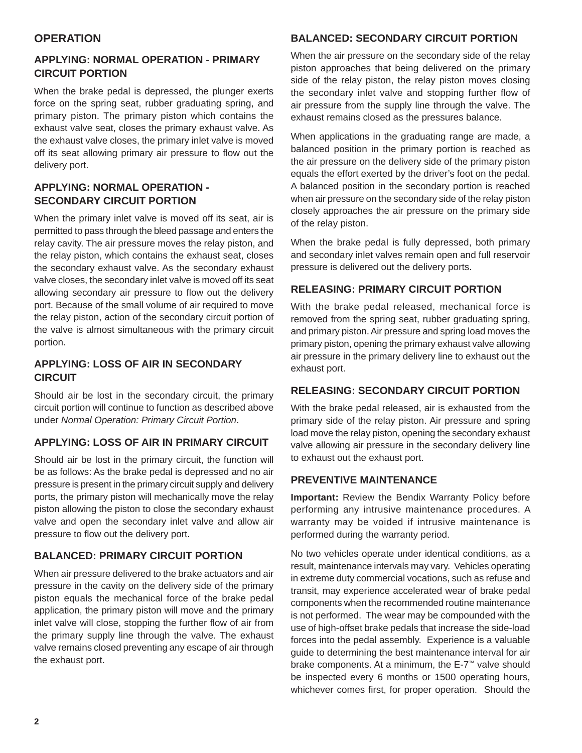## OPERATION

### APPLYING: NORMAL OPERATION - PRIMARY CIRCUIT PORTION

When the brake pedal is depressed, the plunger exerts force on the spring seat, rubber graduating spring, and primary piston. The primary piston which contains the exhaust valve seat, closes the primary exhaust valve. As the exhaust valve closes, the primary inlet valve is moved off its seat allowing primary air pressure to flow out the delivery port.

### APPLYING: NORMAL OPERATION - SECONDARY CIRCUIT PORTION

When the primary inlet valve is moved off its seat, air is permitted to pass through the bleed passage and enters the relay cavity. The air pressure moves the relay piston, and the relay piston, which contains the exhaust seat, closes the secondary exhaust valve. As the secondary exhaust valve closes, the secondary inlet valve is moved off its seat allowing secondary air pressure to flow out the delivery port. Because of the small volume of air required to move the relay piston, action of the secondary circuit portion of the valve is almost simultaneous with the primary circuit portion.

### APPLYING: LOSS OF AIR IN SECONDARY CIRCUIT

Should air be lost in the secondary circuit, the primary circuit portion will continue to function as described above under *Normal Operation: Primary Circuit Portion*.

### APPLYING: LOSS OF AIR IN PRIMARY CIRCUIT

Should air be lost in the primary circuit, the function will be as follows: As the brake pedal is depressed and no air pressure is present in the primary circuit supply and delivery ports, the primary piston will mechanically move the relay piston allowing the piston to close the secondary exhaust valve and open the secondary inlet valve and allow air pressure to flow out the delivery port.

### BALANCED: PRIMARY CIRCUIT PORTION

When air pressure delivered to the brake actuators and air pressure in the cavity on the delivery side of the primary piston equals the mechanical force of the brake pedal application, the primary piston will move and the primary inlet valve will close, stopping the further flow of air from the primary supply line through the valve. The exhaust valve remains closed preventing any escape of air through the exhaust port.

### BALANCED: SECONDARY CIRCUIT PORTION

When the air pressure on the secondary side of the relay piston approaches that being delivered on the primary side of the relay piston, the relay piston moves closing the secondary inlet valve and stopping further flow of air pressure from the supply line through the valve. The exhaust remains closed as the pressures balance.

When applications in the graduating range are made, a balanced position in the primary portion is reached as the air pressure on the delivery side of the primary piston equals the effort exerted by the driver's foot on the pedal. A balanced position in the secondary portion is reached when air pressure on the secondary side of the relay piston closely approaches the air pressure on the primary side of the relay piston.

When the brake pedal is fully depressed, both primary and secondary inlet valves remain open and full reservoir pressure is delivered out the delivery ports.

### RELEASING: PRIMARY CIRCUIT PORTION

With the brake pedal released, mechanical force is removed from the spring seat, rubber graduating spring, and primary piston. Air pressure and spring load moves the primary piston, opening the primary exhaust valve allowing air pressure in the primary delivery line to exhaust out the exhaust port.

### RELEASING: SECONDARY CIRCUIT PORTION

With the brake pedal released, air is exhausted from the primary side of the relay piston. Air pressure and spring load move the relay piston, opening the secondary exhaust valve allowing air pressure in the secondary delivery line to exhaust out the exhaust port.

## PREVENTIVE MAINTENANCE

**Important:** Review the Bendix Warranty Policy before performing any intrusive maintenance procedures. A warranty may be voided if intrusive maintenance is performed during the warranty period.

No two vehicles operate under identical conditions, as a result, maintenance intervals may vary. Vehicles operating in extreme duty commercial vocations, such as refuse and transit, may experience accelerated wear of brake pedal components when the recommended routine maintenance is not performed. The wear may be compounded with the use of high-offset brake pedals that increase the side-load forces into the pedal assembly. Experience is a valuable guide to determining the best maintenance interval for air brake components. At a minimum, the E-7™ valve should be inspected every 6 months or 1500 operating hours, whichever comes first, for proper operation. Should the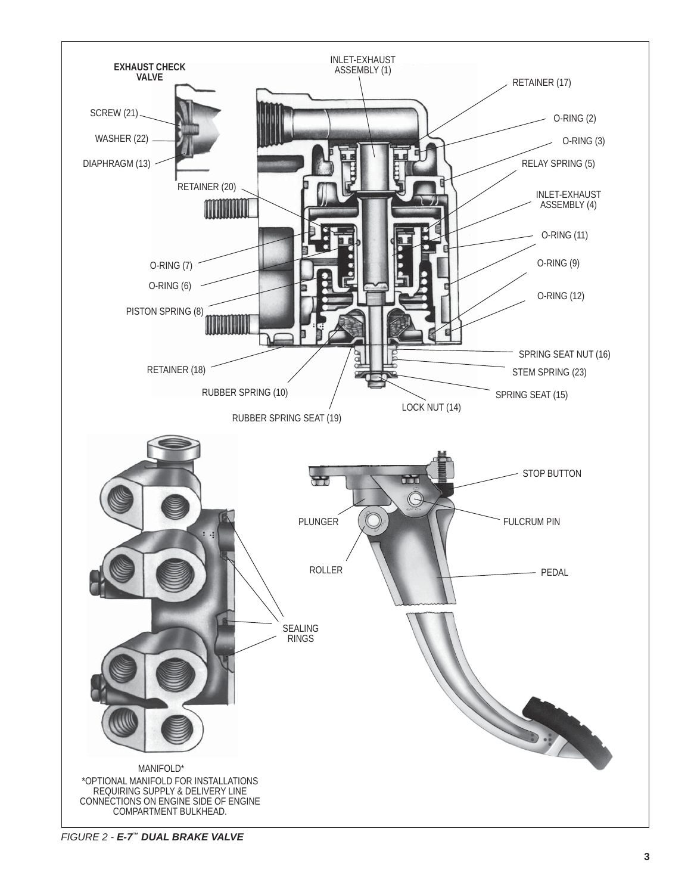EXHAUST CHECK VALVE

SCREW (21)

WASHER (22)

DIAPHRAGM (13)

INLET-EXHAUST ASSEMBLY (1)

RETAINER (17)

O-RING (2)

O-RING (3)

RELAY SPRING (5)

RETAINER (20)

INLET-EXHAUST ASSEMBLY (4)

O-RING (11)

O-RING (7)

O-RING (9)

O-RING (6)

PISTON SPRING (8)

O-RING (12)

SPRING SEAT NUT (16)

RETAINER (18)

STEM SPRING (23)

RUBBER SPRING (10)

SPRING SEAT (15)

LOCK NUT (14)

RUBBER SPRING SEAT (19)

STOP BUTTON

PLUNGER

FULCRUM PIN

ROLLER

PEDAL

SEALING RINGS

MANIFOLD*

*OPTIONAL MANIFOLD FOR INSTALLATIONS REQUIRING SUPPLY & DELIVERY LINE CONNECTIONS ON ENGINE SIDE OF ENGINE COMPARTMENT BULKHEAD.

*FIGURE 2 - **E-7™ DUAL BRAKE VALVE***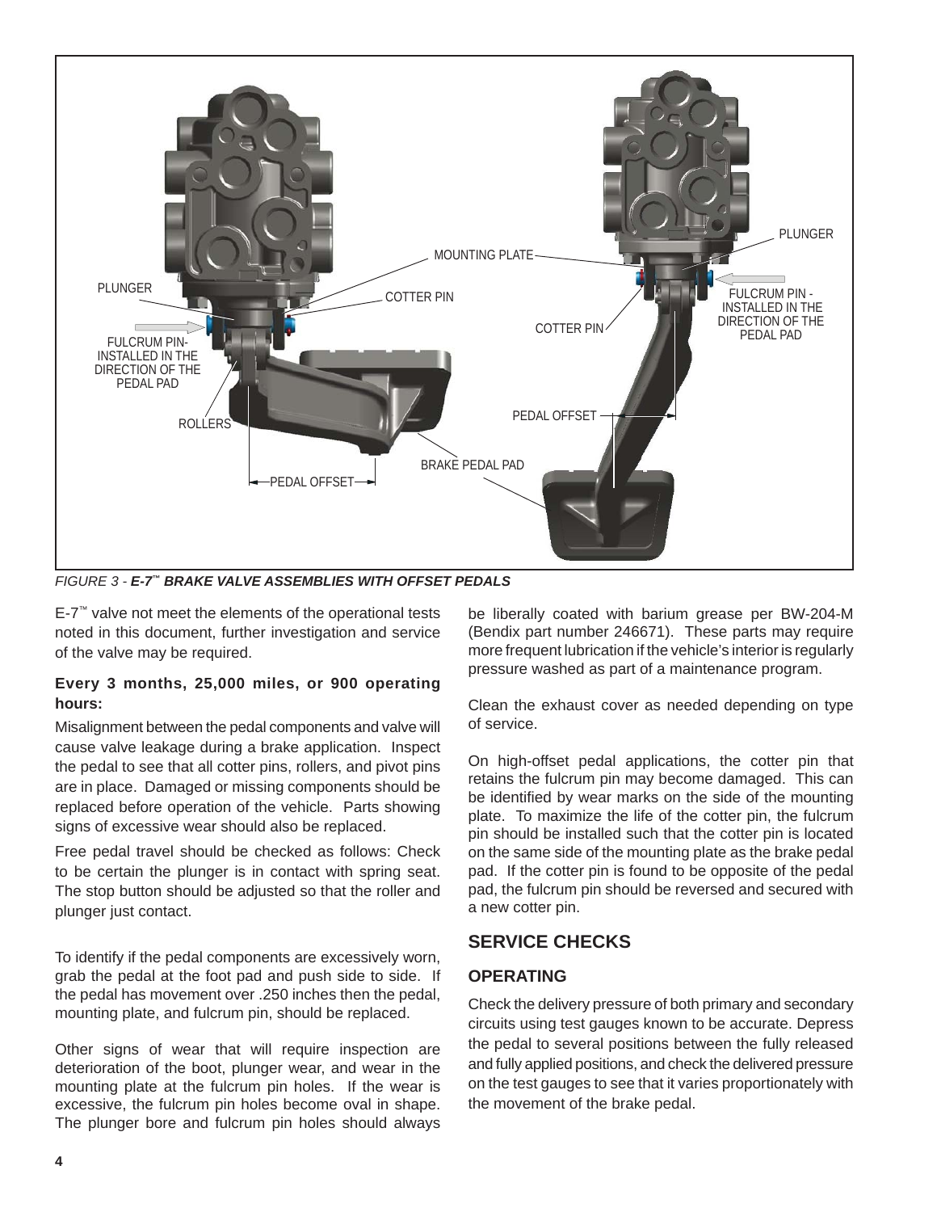FIGURE 3 - *E-7™ BRAKE VALVE ASSEMBLIES WITH OFFSET PEDALS*

E-7™ valve not meet the elements of the operational tests noted in this document, further investigation and service of the valve may be required.

**Every 3 months, 25,000 miles, or 900 operating hours:**

Misalignment between the pedal components and valve will cause valve leakage during a brake application. Inspect the pedal to see that all cotter pins, rollers, and pivot pins are in place. Damaged or missing components should be replaced before operation of the vehicle. Parts showing signs of excessive wear should also be replaced.

Free pedal travel should be checked as follows: Check to be certain the plunger is in contact with spring seat. The stop button should be adjusted so that the roller and plunger just contact.

To identify if the pedal components are excessively worn, grab the pedal at the foot pad and push side to side. If the pedal has movement over .250 inches then the pedal, mounting plate, and fulcrum pin, should be replaced.

Other signs of wear that will require inspection are deterioration of the boot, plunger wear, and wear in the mounting plate at the fulcrum pin holes. If the wear is excessive, the fulcrum pin holes become oval in shape. The plunger bore and fulcrum pin holes should always be liberally coated with barium grease per BW-204-M (Bendix part number 246671). These parts may require more frequent lubrication if the vehicle's interior is regularly pressure washed as part of a maintenance program.

Clean the exhaust cover as needed depending on type of service.

On high-offset pedal applications, the cotter pin that retains the fulcrum pin may become damaged. This can be identified by wear marks on the side of the mounting plate. To maximize the life of the cotter pin, the fulcrum pin should be installed such that the cotter pin is located on the same side of the mounting plate as the brake pedal pad. If the cotter pin is found to be opposite of the pedal pad, the fulcrum pin should be reversed and secured with a new cotter pin.

## SERVICE CHECKS

### OPERATING

Check the delivery pressure of both primary and secondary circuits using test gauges known to be accurate. Depress the pedal to several positions between the fully released and fully applied positions, and check the delivered pressure on the test gauges to see that it varies proportionately with the movement of the brake pedal.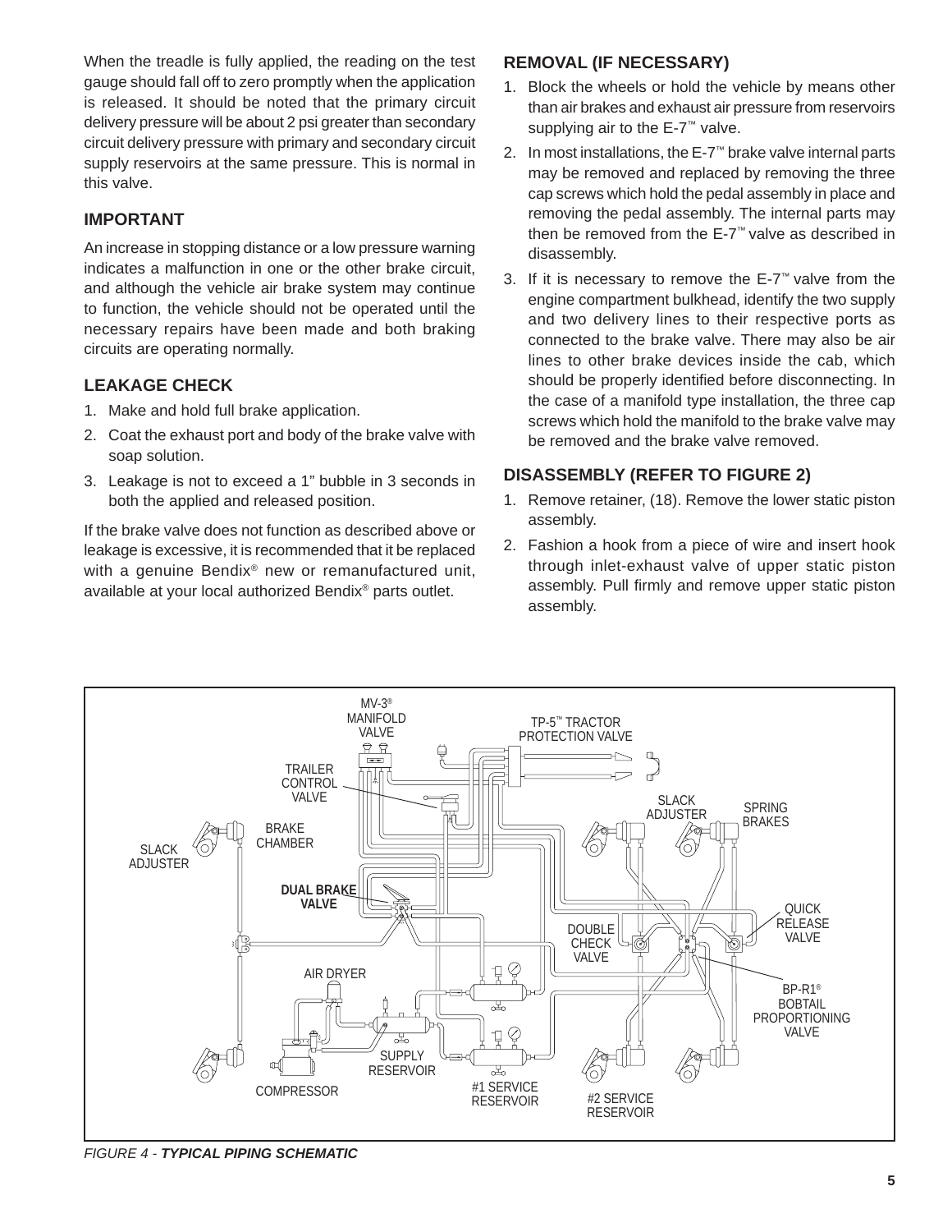When the treadle is fully applied, the reading on the test gauge should fall off to zero promptly when the application is released. It should be noted that the primary circuit delivery pressure will be about 2 psi greater than secondary circuit delivery pressure with primary and secondary circuit supply reservoirs at the same pressure. This is normal in this valve.

## IMPORTANT

An increase in stopping distance or a low pressure warning indicates a malfunction in one or the other brake circuit, and although the vehicle air brake system may continue to function, the vehicle should not be operated until the necessary repairs have been made and both braking circuits are operating normally.

## LEAKAGE CHECK

1. Make and hold full brake application.
2. Coat the exhaust port and body of the brake valve with soap solution.
3. Leakage is not to exceed a 1" bubble in 3 seconds in both the applied and released position.

If the brake valve does not function as described above or leakage is excessive, it is recommended that it be replaced with a genuine Bendix® new or remanufactured unit, available at your local authorized Bendix® parts outlet.

## REMOVAL (IF NECESSARY)

1. Block the wheels or hold the vehicle by means other than air brakes and exhaust air pressure from reservoirs supplying air to the E-7™ valve.
2. In most installations, the E-7™ brake valve internal parts may be removed and replaced by removing the three cap screws which hold the pedal assembly in place and removing the pedal assembly. The internal parts may then be removed from the E-7™ valve as described in disassembly.
3. If it is necessary to remove the E-7™ valve from the engine compartment bulkhead, identify the two supply and two delivery lines to their respective ports as connected to the brake valve. There may also be air lines to other brake devices inside the cab, which should be properly identified before disconnecting. In the case of a manifold type installation, the three cap screws which hold the manifold to the brake valve may be removed and the brake valve removed.

## DISASSEMBLY (REFER TO FIGURE 2)

1. Remove retainer, (18). Remove the lower static piston assembly.
2. Fashion a hook from a piece of wire and insert hook through inlet-exhaust valve of upper static piston assembly. Pull firmly and remove upper static piston assembly.

MV-3® MANIFOLD VALVE, TP-5™ TRACTOR PROTECTION VALVE, TRAILER CONTROL VALVE, SLACK ADJUSTER, SPRING BRAKES, BRAKE CHAMBER, SLACK ADJUSTER, DUAL BRAKE VALVE, QUICK RELEASE VALVE, DOUBLE CHECK VALVE, AIR DRYER, BP-R1® BOBTAIL PROPORTIONING VALVE, SUPPLY RESERVOIR, COMPRESSOR, #1 SERVICE RESERVOIR, #2 SERVICE RESERVOIR

*FIGURE 4 - **TYPICAL PIPING SCHEMATIC***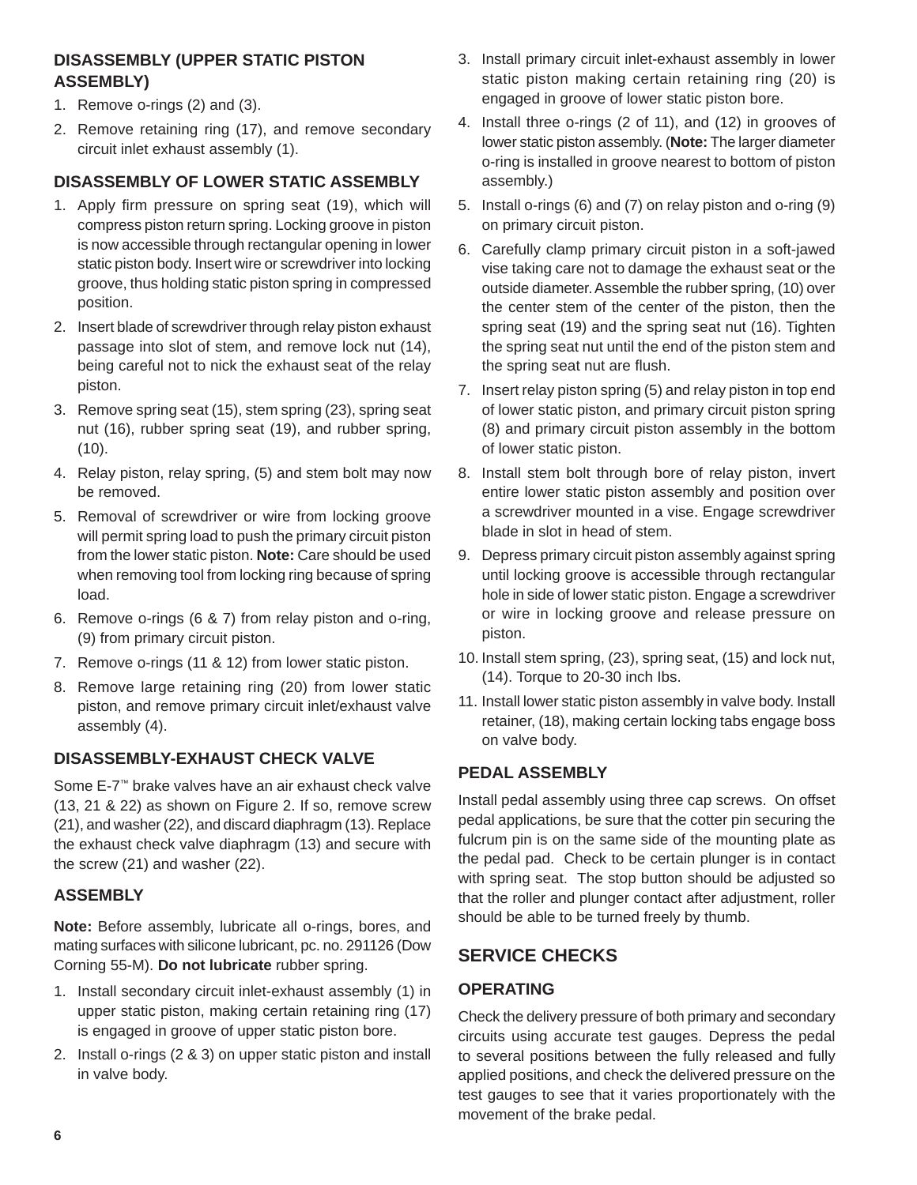### DISASSEMBLY (UPPER STATIC PISTON ASSEMBLY)

1. Remove o-rings (2) and (3).
2. Remove retaining ring (17), and remove secondary circuit inlet exhaust assembly (1).

### DISASSEMBLY OF LOWER STATIC ASSEMBLY

1. Apply firm pressure on spring seat (19), which will compress piston return spring. Locking groove in piston is now accessible through rectangular opening in lower static piston body. Insert wire or screwdriver into locking groove, thus holding static piston spring in compressed position.
2. Insert blade of screwdriver through relay piston exhaust passage into slot of stem, and remove lock nut (14), being careful not to nick the exhaust seat of the relay piston.
3. Remove spring seat (15), stem spring (23), spring seat nut (16), rubber spring seat (19), and rubber spring, (10).
4. Relay piston, relay spring, (5) and stem bolt may now be removed.
5. Removal of screwdriver or wire from locking groove will permit spring load to push the primary circuit piston from the lower static piston. **Note:** Care should be used when removing tool from locking ring because of spring load.
6. Remove o-rings (6 & 7) from relay piston and o-ring, (9) from primary circuit piston.
7. Remove o-rings (11 & 12) from lower static piston.
8. Remove large retaining ring (20) from lower static piston, and remove primary circuit inlet/exhaust valve assembly (4).

### DISASSEMBLY-EXHAUST CHECK VALVE

Some E-7™ brake valves have an air exhaust check valve (13, 21 & 22) as shown on Figure 2. If so, remove screw (21), and washer (22), and discard diaphragm (13). Replace the exhaust check valve diaphragm (13) and secure with the screw (21) and washer (22).

### ASSEMBLY

**Note:** Before assembly, lubricate all o-rings, bores, and mating surfaces with silicone lubricant, pc. no. 291126 (Dow Corning 55-M). **Do not lubricate** rubber spring.

1. Install secondary circuit inlet-exhaust assembly (1) in upper static piston, making certain retaining ring (17) is engaged in groove of upper static piston bore.
2. Install o-rings (2 & 3) on upper static piston and install in valve body.
3. Install primary circuit inlet-exhaust assembly in lower static piston making certain retaining ring (20) is engaged in groove of lower static piston bore.
4. Install three o-rings (2 of 11), and (12) in grooves of lower static piston assembly. (**Note:** The larger diameter o-ring is installed in groove nearest to bottom of piston assembly.)
5. Install o-rings (6) and (7) on relay piston and o-ring (9) on primary circuit piston.
6. Carefully clamp primary circuit piston in a soft-jawed vise taking care not to damage the exhaust seat or the outside diameter. Assemble the rubber spring, (10) over the center stem of the center of the piston, then the spring seat (19) and the spring seat nut (16). Tighten the spring seat nut until the end of the piston stem and the spring seat nut are flush.
7. Insert relay piston spring (5) and relay piston in top end of lower static piston, and primary circuit piston spring (8) and primary circuit piston assembly in the bottom of lower static piston.
8. Install stem bolt through bore of relay piston, invert entire lower static piston assembly and position over a screwdriver mounted in a vise. Engage screwdriver blade in slot in head of stem.
9. Depress primary circuit piston assembly against spring until locking groove is accessible through rectangular hole in side of lower static piston. Engage a screwdriver or wire in locking groove and release pressure on piston.
10. Install stem spring, (23), spring seat, (15) and lock nut, (14). Torque to 20-30 inch lbs.
11. Install lower static piston assembly in valve body. Install retainer, (18), making certain locking tabs engage boss on valve body.

### PEDAL ASSEMBLY

Install pedal assembly using three cap screws. On offset pedal applications, be sure that the cotter pin securing the fulcrum pin is on the same side of the mounting plate as the pedal pad. Check to be certain plunger is in contact with spring seat. The stop button should be adjusted so that the roller and plunger contact after adjustment, roller should be able to be turned freely by thumb.

## SERVICE CHECKS

### OPERATING

Check the delivery pressure of both primary and secondary circuits using accurate test gauges. Depress the pedal to several positions between the fully released and fully applied positions, and check the delivered pressure on the test gauges to see that it varies proportionately with the movement of the brake pedal.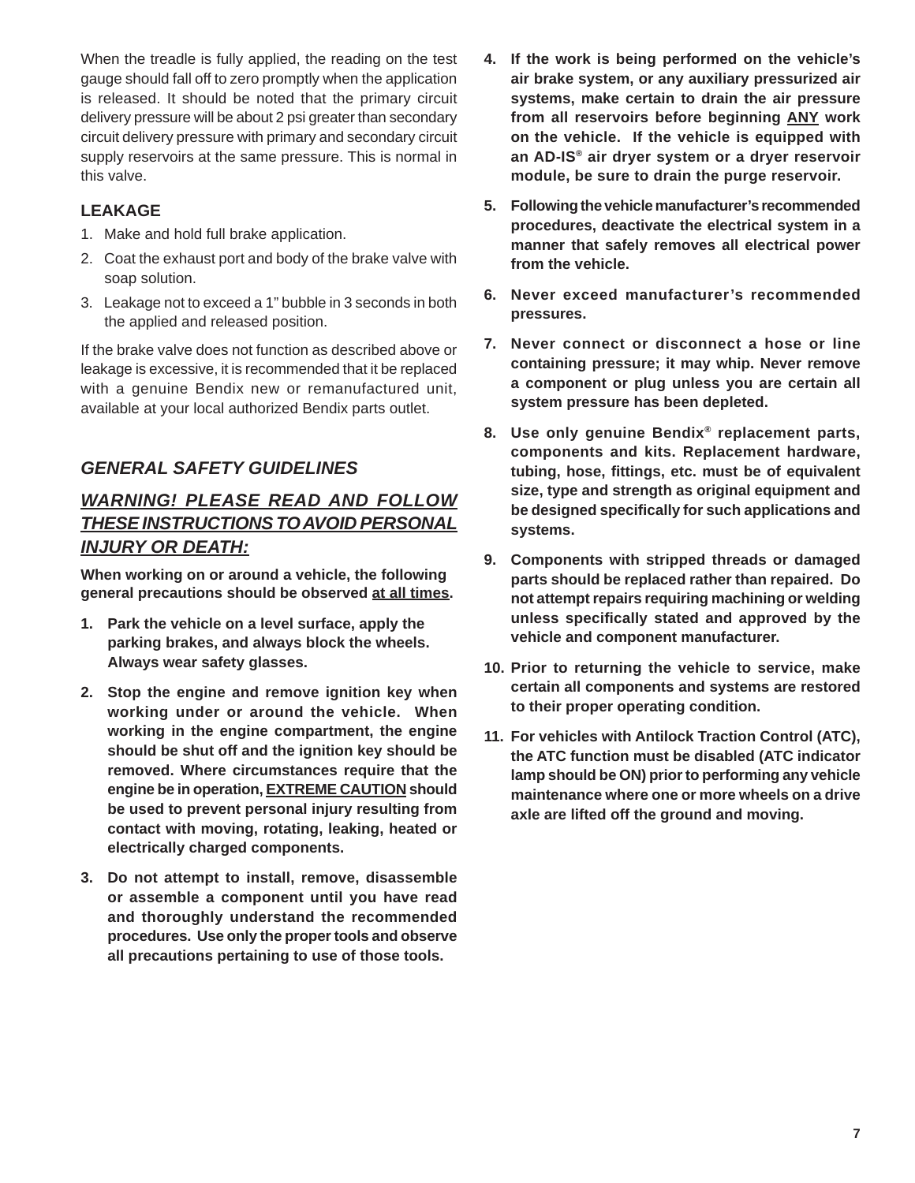When the treadle is fully applied, the reading on the test gauge should fall off to zero promptly when the application is released. It should be noted that the primary circuit delivery pressure will be about 2 psi greater than secondary circuit delivery pressure with primary and secondary circuit supply reservoirs at the same pressure. This is normal in this valve.

### LEAKAGE

1. Make and hold full brake application.
2. Coat the exhaust port and body of the brake valve with soap solution.
3. Leakage not to exceed a 1" bubble in 3 seconds in both the applied and released position.

If the brake valve does not function as described above or leakage is excessive, it is recommended that it be replaced with a genuine Bendix new or remanufactured unit, available at your local authorized Bendix parts outlet.

## *GENERAL SAFETY GUIDELINES*

## ***WARNING! PLEASE READ AND FOLLOW THESE INSTRUCTIONS TO AVOID PERSONAL INJURY OR DEATH:***

**When working on or around a vehicle, the following general precautions should be observed at all times.**

1. **Park the vehicle on a level surface, apply the parking brakes, and always block the wheels. Always wear safety glasses.**
2. **Stop the engine and remove ignition key when working under or around the vehicle. When working in the engine compartment, the engine should be shut off and the ignition key should be removed. Where circumstances require that the engine be in operation, EXTREME CAUTION should be used to prevent personal injury resulting from contact with moving, rotating, leaking, heated or electrically charged components.**
3. **Do not attempt to install, remove, disassemble or assemble a component until you have read and thoroughly understand the recommended procedures. Use only the proper tools and observe all precautions pertaining to use of those tools.**
4. **If the work is being performed on the vehicle's air brake system, or any auxiliary pressurized air systems, make certain to drain the air pressure from all reservoirs before beginning ANY work on the vehicle. If the vehicle is equipped with an AD-IS® air dryer system or a dryer reservoir module, be sure to drain the purge reservoir.**
5. **Following the vehicle manufacturer's recommended procedures, deactivate the electrical system in a manner that safely removes all electrical power from the vehicle.**
6. **Never exceed manufacturer's recommended pressures.**
7. **Never connect or disconnect a hose or line containing pressure; it may whip. Never remove a component or plug unless you are certain all system pressure has been depleted.**
8. **Use only genuine Bendix® replacement parts, components and kits. Replacement hardware, tubing, hose, fittings, etc. must be of equivalent size, type and strength as original equipment and be designed specifically for such applications and systems.**
9. **Components with stripped threads or damaged parts should be replaced rather than repaired. Do not attempt repairs requiring machining or welding unless specifically stated and approved by the vehicle and component manufacturer.**
10. **Prior to returning the vehicle to service, make certain all components and systems are restored to their proper operating condition.**
11. **For vehicles with Antilock Traction Control (ATC), the ATC function must be disabled (ATC indicator lamp should be ON) prior to performing any vehicle maintenance where one or more wheels on a drive axle are lifted off the ground and moving.**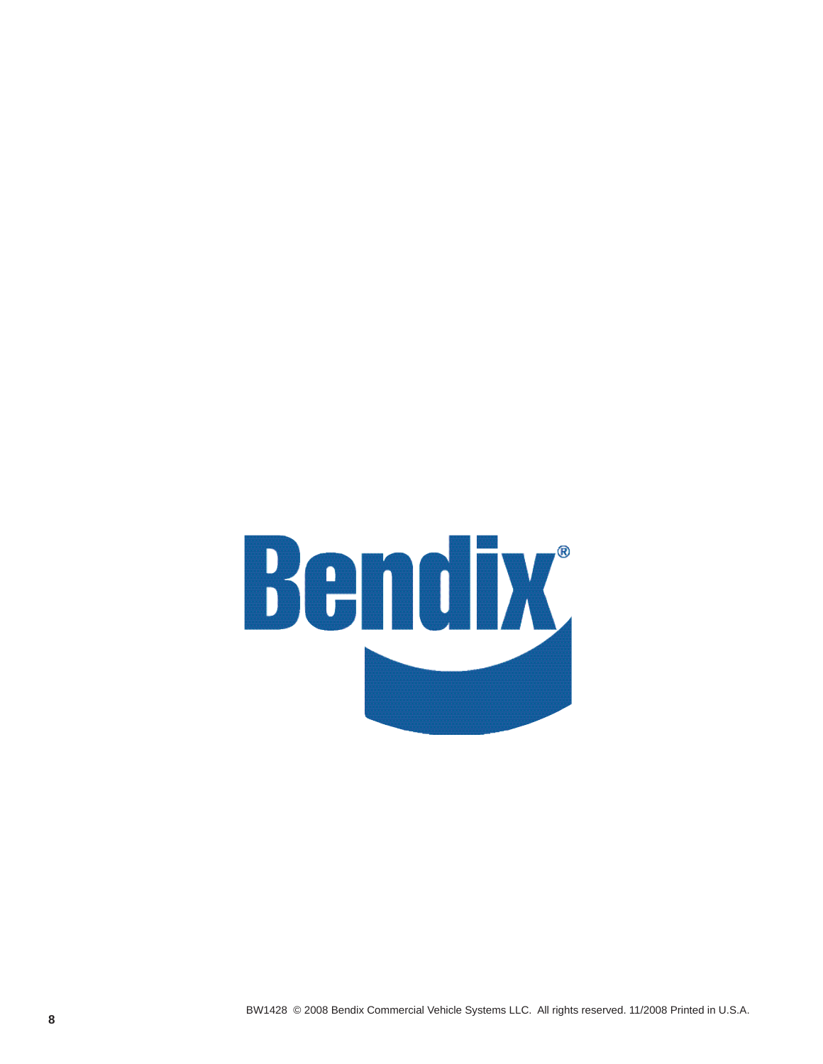Bendix®

BW1428 © 2008 Bendix Commercial Vehicle Systems LLC. All rights reserved. 11/2008 Printed in U.S.A.